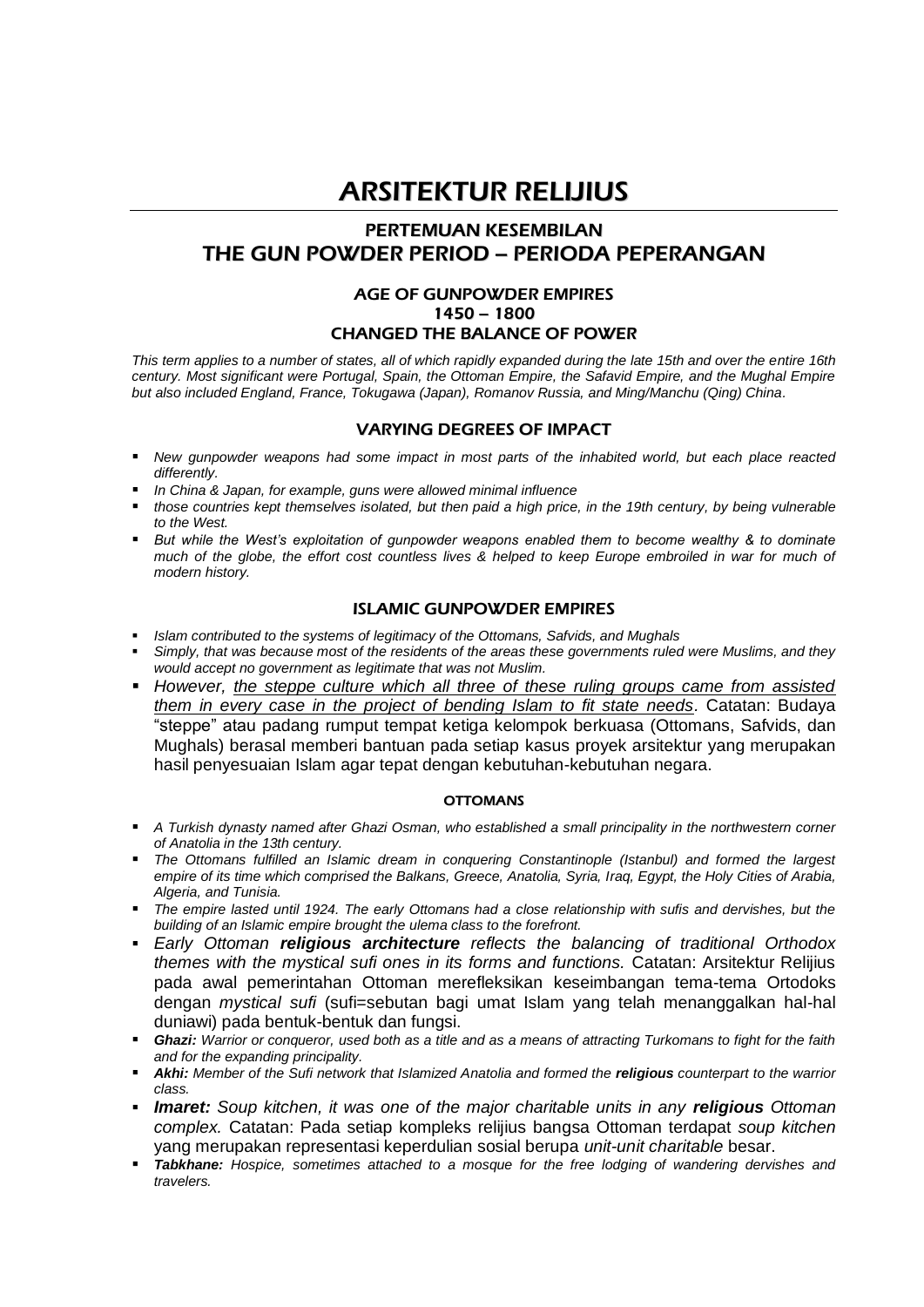# ARSITEKTUR RELIJIUS

## PERTEMUAN KESEMBILAN
## THE GUN POWDER PERIOD – PERIODA PEPERANGAN

### AGE OF GUNPOWDER EMPIRES
### 1450 – 1800
### CHANGED THE BALANCE OF POWER

*This term applies to a number of states, all of which rapidly expanded during the late 15th and over the entire 16th century. Most significant were Portugal, Spain, the Ottoman Empire, the Safavid Empire, and the Mughal Empire but also included England, France, Tokugawa (Japan), Romanov Russia, and Ming/Manchu (Qing) China.*

### VARYING DEGREES OF IMPACT

- *New gunpowder weapons had some impact in most parts of the inhabited world, but each place reacted differently.*
- *In China & Japan, for example, guns were allowed minimal influence*
- *those countries kept themselves isolated, but then paid a high price, in the 19th century, by being vulnerable to the West.*
- *But while the West's exploitation of gunpowder weapons enabled them to become wealthy & to dominate much of the globe, the effort cost countless lives & helped to keep Europe embroiled in war for much of modern history.*

### ISLAMIC GUNPOWDER EMPIRES

- *Islam contributed to the systems of legitimacy of the Ottomans, Safvids, and Mughals*
- *Simply, that was because most of the residents of the areas these governments ruled were Muslims, and they would accept no government as legitimate that was not Muslim.*
- *However, <u>the steppe culture which all three of these ruling groups came from assisted them in every case in the project of bending Islam to fit state needs</u>.* Catatan: Budaya "steppe" atau padang rumput tempat ketiga kelompok berkuasa (Ottomans, Safvids, dan Mughals) berasal memberi bantuan pada setiap kasus proyek arsitektur yang merupakan hasil penyesuaian Islam agar tepat dengan kebutuhan-kebutuhan negara.

#### OTTOMANS

- *A Turkish dynasty named after Ghazi Osman, who established a small principality in the northwestern corner of Anatolia in the 13th century.*
- *The Ottomans fulfilled an Islamic dream in conquering Constantinople (Istanbul) and formed the largest empire of its time which comprised the Balkans, Greece, Anatolia, Syria, Iraq, Egypt, the Holy Cities of Arabia, Algeria, and Tunisia.*
- *The empire lasted until 1924. The early Ottomans had a close relationship with sufis and dervishes, but the building of an Islamic empire brought the ulema class to the forefront.*
- *Early Ottoman **religious architecture** reflects the balancing of traditional Orthodox themes with the mystical sufi ones in its forms and functions.* Catatan: Arsitektur Relijius pada awal pemerintahan Ottoman merefleksikan keseimbangan tema-tema Ortodoks dengan *mystical sufi* (sufi=sebutan bagi umat Islam yang telah menanggalkan hal-hal duniawi) pada bentuk-bentuk dan fungsi.
- ***Ghazi:*** *Warrior or conqueror, used both as a title and as a means of attracting Turkomans to fight for the faith and for the expanding principality.*
- ***Akhi:*** *Member of the Sufi network that Islamized Anatolia and formed the **religious** counterpart to the warrior class.*
- ***Imaret:*** *Soup kitchen, it was one of the major charitable units in any **religious** Ottoman complex.* Catatan: Pada setiap kompleks relijius bangsa Ottoman terdapat *soup kitchen* yang merupakan representasi keperdulian sosial berupa *unit-unit charitable* besar.
- ***Tabkhane:*** *Hospice, sometimes attached to a mosque for the free lodging of wandering dervishes and travelers.*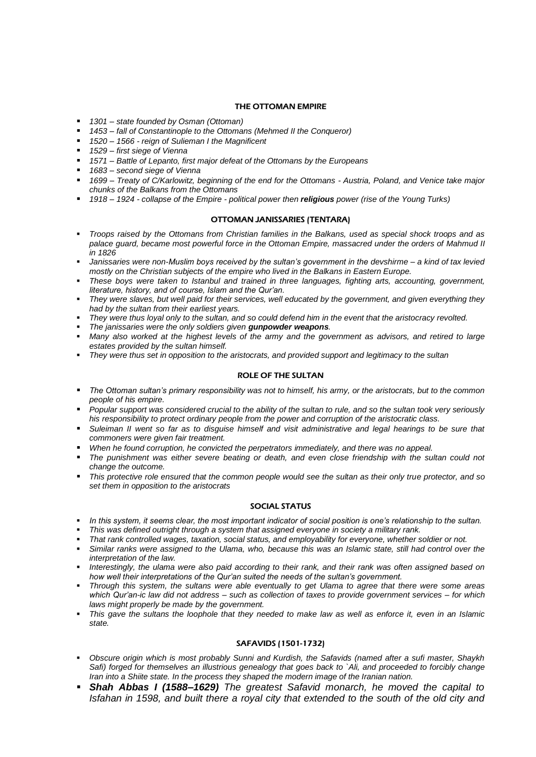## THE OTTOMAN EMPIRE

- *1301 – state founded by Osman (Ottoman)*
- *1453 – fall of Constantinople to the Ottomans (Mehmed II the Conqueror)*
- *1520 – 1566 - reign of Sulieman I the Magnificent*
- *1529 – first siege of Vienna*
- *1571 – Battle of Lepanto, first major defeat of the Ottomans by the Europeans*
- *1683 – second siege of Vienna*
- *1699 – Treaty of C/Karlowitz, beginning of the end for the Ottomans - Austria, Poland, and Venice take major chunks of the Balkans from the Ottomans*
- *1918 – 1924 - collapse of the Empire - political power then **religious** power (rise of the Young Turks)*

## OTTOMAN JANISSARIES (TENTARA)

- *Troops raised by the Ottomans from Christian families in the Balkans, used as special shock troops and as palace guard, became most powerful force in the Ottoman Empire, massacred under the orders of Mahmud II in 1826*
- *Janissaries were non-Muslim boys received by the sultan's government in the devshirme – a kind of tax levied mostly on the Christian subjects of the empire who lived in the Balkans in Eastern Europe.*
- *These boys were taken to Istanbul and trained in three languages, fighting arts, accounting, government, literature, history, and of course, Islam and the Qur'an.*
- *They were slaves, but well paid for their services, well educated by the government, and given everything they had by the sultan from their earliest years.*
- *They were thus loyal only to the sultan, and so could defend him in the event that the aristocracy revolted.*
- *The janissaries were the only soldiers given **gunpowder weapons**.*
- *Many also worked at the highest levels of the army and the government as advisors, and retired to large estates provided by the sultan himself.*
- *They were thus set in opposition to the aristocrats, and provided support and legitimacy to the sultan*

## ROLE OF THE SULTAN

- *The Ottoman sultan's primary responsibility was not to himself, his army, or the aristocrats, but to the common people of his empire.*
- *Popular support was considered crucial to the ability of the sultan to rule, and so the sultan took very seriously his responsibility to protect ordinary people from the power and corruption of the aristocratic class.*
- *Suleiman II went so far as to disguise himself and visit administrative and legal hearings to be sure that commoners were given fair treatment.*
- *When he found corruption, he convicted the perpetrators immediately, and there was no appeal.*
- *The punishment was either severe beating or death, and even close friendship with the sultan could not change the outcome.*
- *This protective role ensured that the common people would see the sultan as their only true protector, and so set them in opposition to the aristocrats*

## SOCIAL STATUS

- *In this system, it seems clear, the most important indicator of social position is one's relationship to the sultan.*
- *This was defined outright through a system that assigned everyone in society a military rank.*
- *That rank controlled wages, taxation, social status, and employability for everyone, whether soldier or not.*
- *Similar ranks were assigned to the Ulama, who, because this was an Islamic state, still had control over the interpretation of the law.*
- *Interestingly, the ulama were also paid according to their rank, and their rank was often assigned based on how well their interpretations of the Qur'an suited the needs of the sultan's government.*
- *Through this system, the sultans were able eventually to get Ulama to agree that there were some areas which Qur'an-ic law did not address – such as collection of taxes to provide government services – for which laws might properly be made by the government.*
- *This gave the sultans the loophole that they needed to make law as well as enforce it, even in an Islamic state.*

## SAFAVIDS (1501-1732)

- *Obscure origin which is most probably Sunni and Kurdish, the Safavids (named after a sufi master, Shaykh Safi) forged for themselves an illustrious genealogy that goes back to `Ali, and proceeded to forcibly change Iran into a Shiite state. In the process they shaped the modern image of the Iranian nation.*
- ***Shah Abbas I (1588–1629)** The greatest Safavid monarch, he moved the capital to Isfahan in 1598, and built there a royal city that extended to the south of the old city and*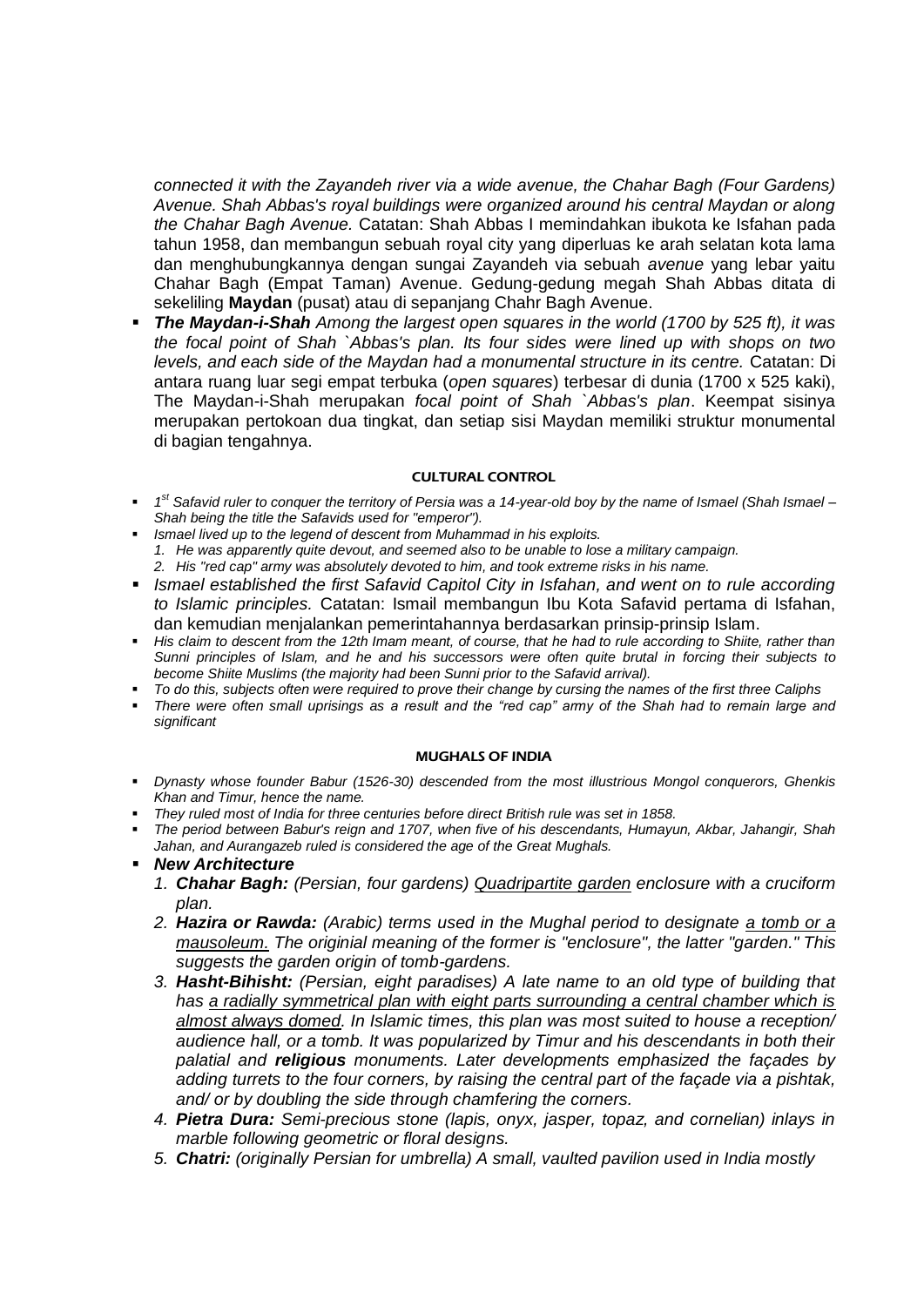*connected it with the Zayandeh river via a wide avenue, the Chahar Bagh (Four Gardens) Avenue. Shah Abbas's royal buildings were organized around his central Maydan or along the Chahar Bagh Avenue.* Catatan: Shah Abbas I memindahkan ibukota ke Isfahan pada tahun 1958, dan membangun sebuah royal city yang diperluas ke arah selatan kota lama dan menghubungkannya dengan sungai Zayandeh via sebuah *avenue* yang lebar yaitu Chahar Bagh (Empat Taman) Avenue. Gedung-gedung megah Shah Abbas ditata di sekeliling **Maydan** (pusat) atau di sepanjang Chahr Bagh Avenue.

- ***The Maydan-i-Shah*** *Among the largest open squares in the world (1700 by 525 ft), it was the focal point of Shah `Abbas's plan. Its four sides were lined up with shops on two levels, and each side of the Maydan had a monumental structure in its centre.* Catatan: Di antara ruang luar segi empat terbuka (*open squares*) terbesar di dunia (1700 x 525 kaki), The Maydan-i-Shah merupakan *focal point of Shah `Abbas's plan*. Keempat sisinya merupakan pertokoan dua tingkat, dan setiap sisi Maydan memiliki struktur monumental di bagian tengahnya.

#### CULTURAL CONTROL

- *1st Safavid ruler to conquer the territory of Persia was a 14-year-old boy by the name of Ismael (Shah Ismael – Shah being the title the Safavids used for "emperor").*
- *Ismael lived up to the legend of descent from Muhammad in his exploits.*
  1. *He was apparently quite devout, and seemed also to be unable to lose a military campaign.*
  2. *His "red cap" army was absolutely devoted to him, and took extreme risks in his name.*
- *Ismael established the first Safavid Capitol City in Isfahan, and went on to rule according to Islamic principles.* Catatan: Ismail membangun Ibu Kota Safavid pertama di Isfahan, dan kemudian menjalankan pemerintahannya berdasarkan prinsip-prinsip Islam.
- *His claim to descent from the 12th Imam meant, of course, that he had to rule according to Shiite, rather than Sunni principles of Islam, and he and his successors were often quite brutal in forcing their subjects to become Shiite Muslims (the majority had been Sunni prior to the Safavid arrival).*
- *To do this, subjects often were required to prove their change by cursing the names of the first three Caliphs*
- *There were often small uprisings as a result and the "red cap" army of the Shah had to remain large and significant*

#### MUGHALS OF INDIA

- *Dynasty whose founder Babur (1526-30) descended from the most illustrious Mongol conquerors, Ghenkis Khan and Timur, hence the name.*
- *They ruled most of India for three centuries before direct British rule was set in 1858.*
- *The period between Babur's reign and 1707, when five of his descendants, Humayun, Akbar, Jahangir, Shah Jahan, and Aurangazeb ruled is considered the age of the Great Mughals.*
- ***New Architecture***
  1. ***Chahar Bagh:*** *(Persian, four gardens) Quadripartite garden enclosure with a cruciform plan.*
  2. ***Hazira or Rawda:*** *(Arabic) terms used in the Mughal period to designate a tomb or a mausoleum. The originial meaning of the former is "enclosure", the latter "garden." This suggests the garden origin of tomb-gardens.*
  3. ***Hasht-Bihisht:*** *(Persian, eight paradises) A late name to an old type of building that has a radially symmetrical plan with eight parts surrounding a central chamber which is almost always domed. In Islamic times, this plan was most suited to house a reception/ audience hall, or a tomb. It was popularized by Timur and his descendants in both their palatial and **religious** monuments. Later developments emphasized the façades by adding turrets to the four corners, by raising the central part of the façade via a pishtak, and/ or by doubling the side through chamfering the corners.*
  4. ***Pietra Dura:*** *Semi-precious stone (lapis, onyx, jasper, topaz, and cornelian) inlays in marble following geometric or floral designs.*
  5. ***Chatri:*** *(originally Persian for umbrella) A small, vaulted pavilion used in India mostly*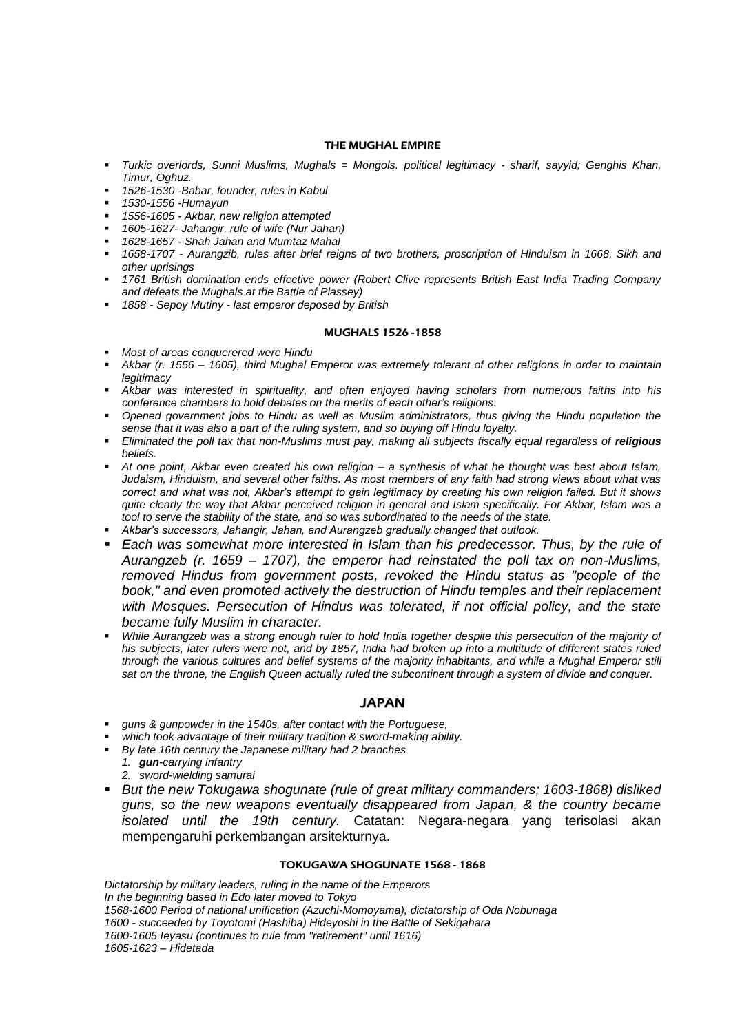## THE MUGHAL EMPIRE

- *Turkic overlords, Sunni Muslims, Mughals = Mongols. political legitimacy - sharif, sayyid; Genghis Khan, Timur, Oghuz.*
- *1526-1530 -Babar, founder, rules in Kabul*
- *1530-1556 -Humayun*
- *1556-1605 - Akbar, new religion attempted*
- *1605-1627- Jahangir, rule of wife (Nur Jahan)*
- *1628-1657 - Shah Jahan and Mumtaz Mahal*
- *1658-1707 - Aurangzib, rules after brief reigns of two brothers, proscription of Hinduism in 1668, Sikh and other uprisings*
- *1761 British domination ends effective power (Robert Clive represents British East India Trading Company and defeats the Mughals at the Battle of Plassey)*
- *1858 - Sepoy Mutiny - last emperor deposed by British*

## MUGHALS 1526 -1858

- *Most of areas conquerered were Hindu*
- *Akbar (r. 1556 – 1605), third Mughal Emperor was extremely tolerant of other religions in order to maintain legitimacy*
- *Akbar was interested in spirituality, and often enjoyed having scholars from numerous faiths into his conference chambers to hold debates on the merits of each other's religions.*
- *Opened government jobs to Hindu as well as Muslim administrators, thus giving the Hindu population the sense that it was also a part of the ruling system, and so buying off Hindu loyalty.*
- *Eliminated the poll tax that non-Muslims must pay, making all subjects fiscally equal regardless of **religious** beliefs.*
- *At one point, Akbar even created his own religion – a synthesis of what he thought was best about Islam, Judaism, Hinduism, and several other faiths. As most members of any faith had strong views about what was correct and what was not, Akbar's attempt to gain legitimacy by creating his own religion failed. But it shows quite clearly the way that Akbar perceived religion in general and Islam specifically. For Akbar, Islam was a tool to serve the stability of the state, and so was subordinated to the needs of the state.*
- *Akbar's successors, Jahangir, Jahan, and Aurangzeb gradually changed that outlook.*
- *Each was somewhat more interested in Islam than his predecessor. Thus, by the rule of Aurangzeb (r. 1659 – 1707), the emperor had reinstated the poll tax on non-Muslims, removed Hindus from government posts, revoked the Hindu status as "people of the book," and even promoted actively the destruction of Hindu temples and their replacement with Mosques. Persecution of Hindus was tolerated, if not official policy, and the state became fully Muslim in character.*
- *While Aurangzeb was a strong enough ruler to hold India together despite this persecution of the majority of his subjects, later rulers were not, and by 1857, India had broken up into a multitude of different states ruled through the various cultures and belief systems of the majority inhabitants, and while a Mughal Emperor still sat on the throne, the English Queen actually ruled the subcontinent through a system of divide and conquer.*

## JAPAN

- *guns & gunpowder in the 1540s, after contact with the Portuguese,*
- *which took advantage of their military tradition & sword-making ability.*
- *By late 16th century the Japanese military had 2 branches*
  1. ***gun**-carrying infantry*
  2. *sword-wielding samurai*
- *But the new Tokugawa shogunate (rule of great military commanders; 1603-1868) disliked guns, so the new weapons eventually disappeared from Japan, & the country became isolated until the 19th century.* Catatan: Negara-negara yang terisolasi akan mempengaruhi perkembangan arsitekturnya.

## TOKUGAWA SHOGUNATE 1568 - 1868

*Dictatorship by military leaders, ruling in the name of the Emperors*
*In the beginning based in Edo later moved to Tokyo*
*1568-1600 Period of national unification (Azuchi-Momoyama), dictatorship of Oda Nobunaga*
*1600 - succeeded by Toyotomi (Hashiba) Hideyoshi in the Battle of Sekigahara*
*1600-1605 Ieyasu (continues to rule from "retirement" until 1616)*
*1605-1623 – Hidetada*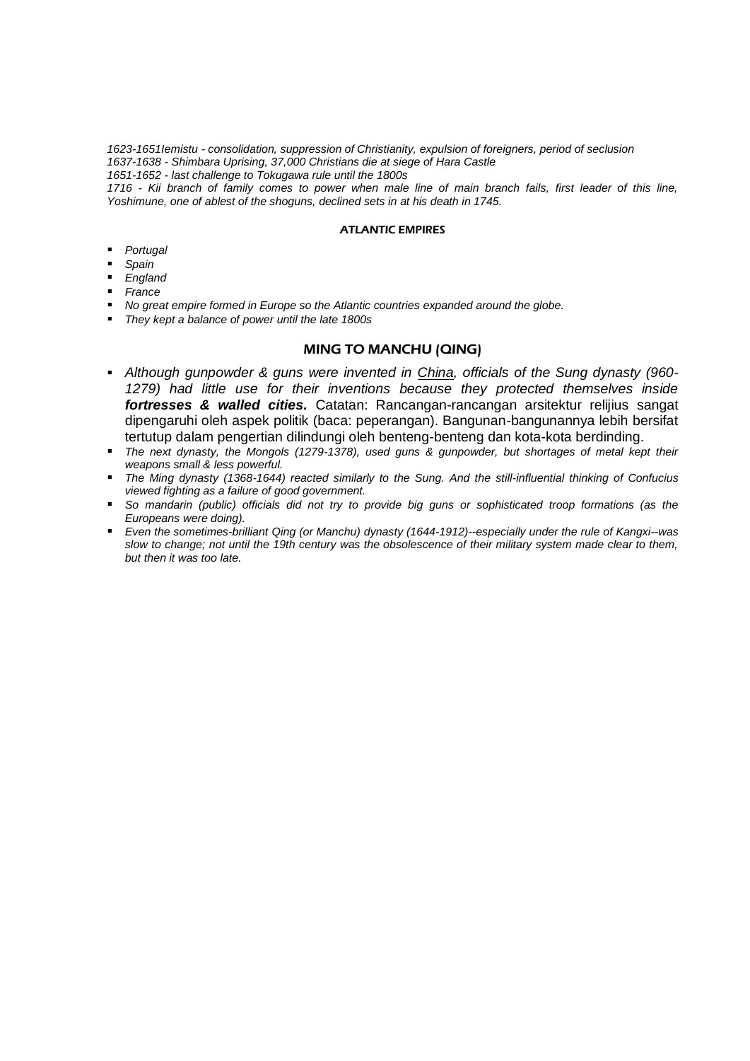*1623-1651Iemistu - consolidation, suppression of Christianity, expulsion of foreigners, period of seclusion*
*1637-1638 - Shimbara Uprising, 37,000 Christians die at siege of Hara Castle*
*1651-1652 - last challenge to Tokugawa rule until the 1800s*
*1716 - Kii branch of family comes to power when male line of main branch fails, first leader of this line, Yoshimune, one of ablest of the shoguns, declined sets in at his death in 1745.*

## ATLANTIC EMPIRES

- *Portugal*
- *Spain*
- *England*
- *France*
- *No great empire formed in Europe so the Atlantic countries expanded around the globe.*
- *They kept a balance of power until the late 1800s*

## MING TO MANCHU (QING)

- *Although gunpowder & guns were invented in China, officials of the Sung dynasty (960-1279) had little use for their inventions because they protected themselves inside **fortresses & walled cities.*** Catatan: Rancangan-rancangan arsitektur relijius sangat dipengaruhi oleh aspek politik (baca: peperangan). Bangunan-bangunannya lebih bersifat tertutup dalam pengertian dilindungi oleh benteng-benteng dan kota-kota berdinding.
- *The next dynasty, the Mongols (1279-1378), used guns & gunpowder, but shortages of metal kept their weapons small & less powerful.*
- *The Ming dynasty (1368-1644) reacted similarly to the Sung. And the still-influential thinking of Confucius viewed fighting as a failure of good government.*
- *So mandarin (public) officials did not try to provide big guns or sophisticated troop formations (as the Europeans were doing).*
- *Even the sometimes-brilliant Qing (or Manchu) dynasty (1644-1912)--especially under the rule of Kangxi--was slow to change; not until the 19th century was the obsolescence of their military system made clear to them, but then it was too late.*